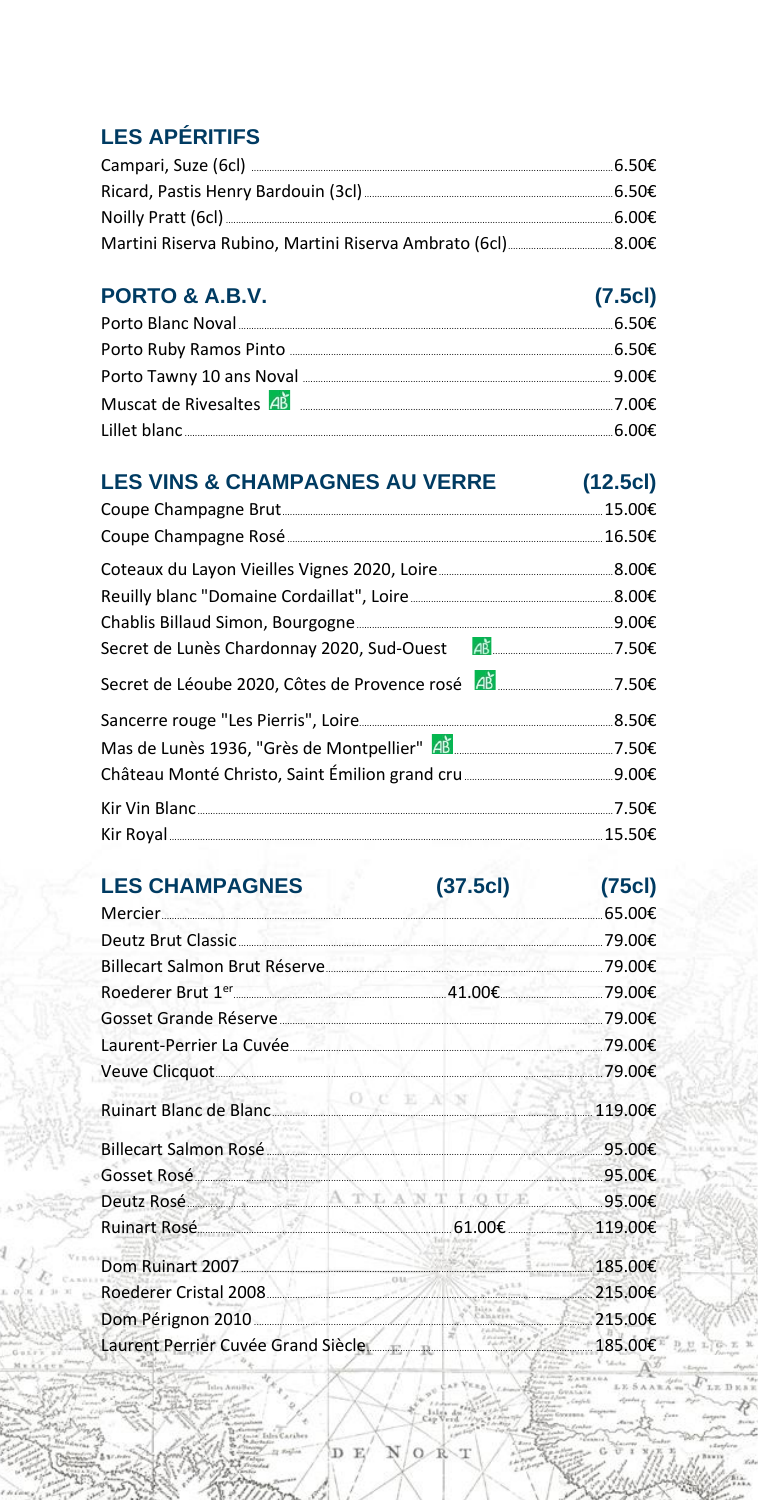## LES APÉRITIFS

| | |
|---|---|
| Campari, Suze (6cl) | 6.50€ |
| Ricard, Pastis Henry Bardouin (3cl) | 6.50€ |
| Noilly Pratt (6cl) | 6.00€ |
| Martini Riserva Rubino, Martini Riserva Ambrato (6cl) | 8.00€ |

## PORTO & A.B.V.

| | (7.5cl) |
|---|---|
| Porto Blanc Noval | 6.50€ |
| Porto Ruby Ramos Pinto | 6.50€ |
| Porto Tawny 10 ans Noval | 9.00€ |
| Muscat de Rivesaltes AB | 7.00€ |
| Lillet blanc | 6.00€ |

## LES VINS & CHAMPAGNES AU VERRE

| | (12.5cl) |
|---|---|
| Coupe Champagne Brut | 15.00€ |
| Coupe Champagne Rosé | 16.50€ |
| Coteaux du Layon Vieilles Vignes 2020, Loire | 8.00€ |
| Reuilly blanc "Domaine Cordaillat", Loire | 8.00€ |
| Chablis Billaud Simon, Bourgogne | 9.00€ |
| Secret de Lunès Chardonnay 2020, Sud-Ouest AB | 7.50€ |
| Secret de Léoube 2020, Côtes de Provence rosé AB | 7.50€ |
| Sancerre rouge "Les Pierris", Loire | 8.50€ |
| Mas de Lunès 1936, "Grès de Montpellier" AB | 7.50€ |
| Château Monté Christo, Saint Émilion grand cru | 9.00€ |
| Kir Vin Blanc | 7.50€ |
| Kir Royal | 15.50€ |

## LES CHAMPAGNES

| | (37.5cl) | (75cl) |
|---|---|---|
| Mercier | | 65.00€ |
| Deutz Brut Classic | | 79.00€ |
| Billecart Salmon Brut Réserve | | 79.00€ |
| Roederer Brut 1er | 41.00€ | 79.00€ |
| Gosset Grande Réserve | | 79.00€ |
| Laurent-Perrier La Cuvée | | 79.00€ |
| Veuve Clicquot | | 79.00€ |
| Ruinart Blanc de Blanc | | 119.00€ |
| Billecart Salmon Rosé | | 95.00€ |
| Gosset Rosé | | 95.00€ |
| Deutz Rosé | | 95.00€ |
| Ruinart Rosé | 61.00€ | 119.00€ |
| Dom Ruinart 2007 | | 185.00€ |
| Roederer Cristal 2008 | | 215.00€ |
| Dom Pérignon 2010 | | 215.00€ |
| Laurent Perrier Cuvée Grand Siècle | | 185.00€ |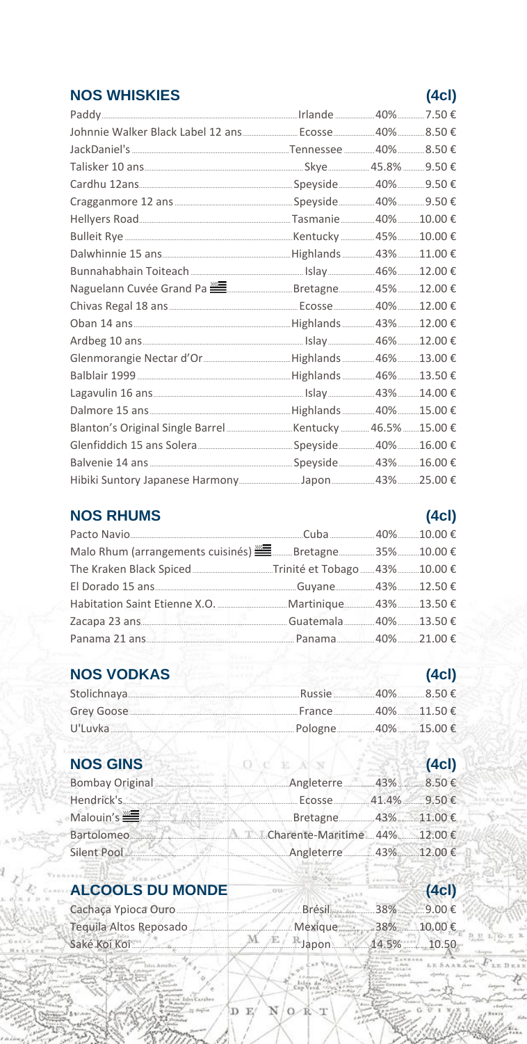## NOS WHISKIES (4cl)

| | | | |
|---|---|---|---|
| Paddy | Irlande | 40% | 7.50 € |
| Johnnie Walker Black Label 12 ans | Ecosse | 40% | 8.50 € |
| JackDaniel's | Tennessee | 40% | 8.50 € |
| Talisker 10 ans | Skye | 45.8% | 9.50 € |
| Cardhu 12ans | Speyside | 40% | 9.50 € |
| Cragganmore 12 ans | Speyside | 40% | 9.50 € |
| Hellyers Road | Tasmanie | 40% | 10.00 € |
| Bulleit Rye | Kentucky | 45% | 10.00 € |
| Dalwhinnie 15 ans | Highlands | 43% | 11.00 € |
| Bunnahabhain Toiteach | Islay | 46% | 12.00 € |
| Naguelann Cuvée Grand Pa | Bretagne | 45% | 12.00 € |
| Chivas Regal 18 ans | Ecosse | 40% | 12.00 € |
| Oban 14 ans | Highlands | 43% | 12.00 € |
| Ardbeg 10 ans | Islay | 46% | 12.00 € |
| Glenmorangie Nectar d'Or | Highlands | 46% | 13.00 € |
| Balblair 1999 | Highlands | 46% | 13.50 € |
| Lagavulin 16 ans | Islay | 43% | 14.00 € |
| Dalmore 15 ans | Highlands | 40% | 15.00 € |
| Blanton's Original Single Barrel | Kentucky | 46.5% | 15.00 € |
| Glenfiddich 15 ans Solera | Speyside | 40% | 16.00 € |
| Balvenie 14 ans | Speyside | 43% | 16.00 € |
| Hibiki Suntory Japanese Harmony | Japon | 43% | 25.00 € |

## NOS RHUMS (4cl)

| | | | |
|---|---|---|---|
| Pacto Navio | Cuba | 40% | 10.00 € |
| Malo Rhum (arrangements cuisinés) | Bretagne | 35% | 10.00 € |
| The Kraken Black Spiced | Trinité et Tobago | 43% | 10.00 € |
| El Dorado 15 ans | Guyane | 43% | 12.50 € |
| Habitation Saint Etienne X.O. | Martinique | 43% | 13.50 € |
| Zacapa 23 ans | Guatemala | 40% | 13.50 € |
| Panama 21 ans | Panama | 40% | 21.00 € |

## NOS VODKAS (4cl)

| | | | |
|---|---|---|---|
| Stolichnaya | Russie | 40% | 8.50 € |
| Grey Goose | France | 40% | 11.50 € |
| U'Luvka | Pologne | 40% | 15.00 € |

## NOS GINS (4cl)

| | | | |
|---|---|---|---|
| Bombay Original | Angleterre | 43% | 8.50 € |
| Hendrick's | Ecosse | 41.4% | 9.50 € |
| Malouin's | Bretagne | 43% | 11.00 € |
| Bartolomeo | Charente-Maritime | 44% | 12.00 € |
| Silent Pool | Angleterre | 43% | 12.00 € |

## ALCOOLS DU MONDE (4cl)

| | | | |
|---|---|---|---|
| Cachaça Ypioca Ouro | Brésil | 38% | 9.00 € |
| Tequila Altos Reposado | Mexique | 38% | 10.00 € |
| Saké Koi Koi | Japon | 14.5% | 10.50 |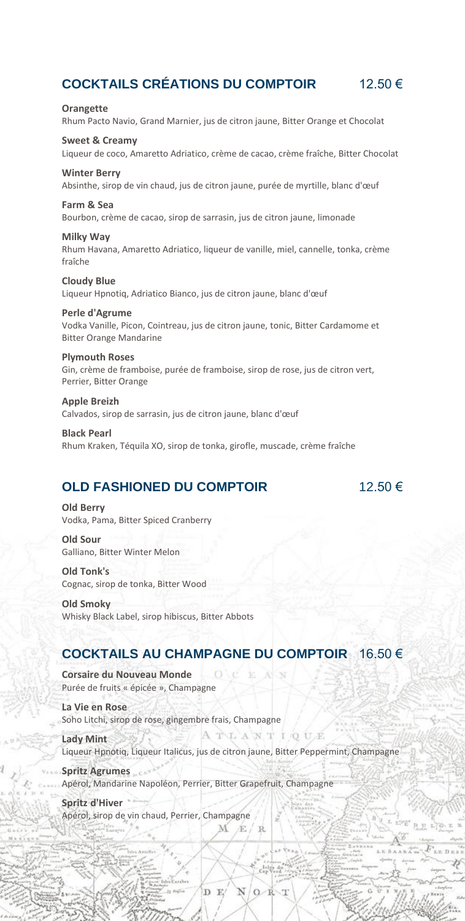## COCKTAILS CRÉATIONS DU COMPTOIR 12.50 €

**Orangette**
Rhum Pacto Navio, Grand Marnier, jus de citron jaune, Bitter Orange et Chocolat

**Sweet & Creamy**
Liqueur de coco, Amaretto Adriatico, crème de cacao, crème fraîche, Bitter Chocolat

**Winter Berry**
Absinthe, sirop de vin chaud, jus de citron jaune, purée de myrtille, blanc d'œuf

**Farm & Sea**
Bourbon, crème de cacao, sirop de sarrasin, jus de citron jaune, limonade

**Milky Way**
Rhum Havana, Amaretto Adriatico, liqueur de vanille, miel, cannelle, tonka, crème fraîche

**Cloudy Blue**
Liqueur Hpnotiq, Adriatico Bianco, jus de citron jaune, blanc d'œuf

**Perle d'Agrume**
Vodka Vanille, Picon, Cointreau, jus de citron jaune, tonic, Bitter Cardamome et Bitter Orange Mandarine

**Plymouth Roses**
Gin, crème de framboise, purée de framboise, sirop de rose, jus de citron vert, Perrier, Bitter Orange

**Apple Breizh**
Calvados, sirop de sarrasin, jus de citron jaune, blanc d'œuf

**Black Pearl**
Rhum Kraken, Téquila XO, sirop de tonka, girofle, muscade, crème fraîche

## OLD FASHIONED DU COMPTOIR 12.50 €

**Old Berry**
Vodka, Pama, Bitter Spiced Cranberry

**Old Sour**
Galliano, Bitter Winter Melon

**Old Tonk's**
Cognac, sirop de tonka, Bitter Wood

**Old Smoky**
Whisky Black Label, sirop hibiscus, Bitter Abbots

## COCKTAILS AU CHAMPAGNE DU COMPTOIR 16.50 €

**Corsaire du Nouveau Monde**
Purée de fruits « épicée », Champagne

**La Vie en Rose**
Soho Litchi, sirop de rose, gingembre frais, Champagne

**Lady Mint**
Liqueur Hpnotiq, Liqueur Italicus, jus de citron jaune, Bitter Peppermint, Champagne

**Spritz Agrumes**
Apérol, Mandarine Napoléon, Perrier, Bitter Grapefruit, Champagne

**Spritz d'Hiver**
Apérol, sirop de vin chaud, Perrier, Champagne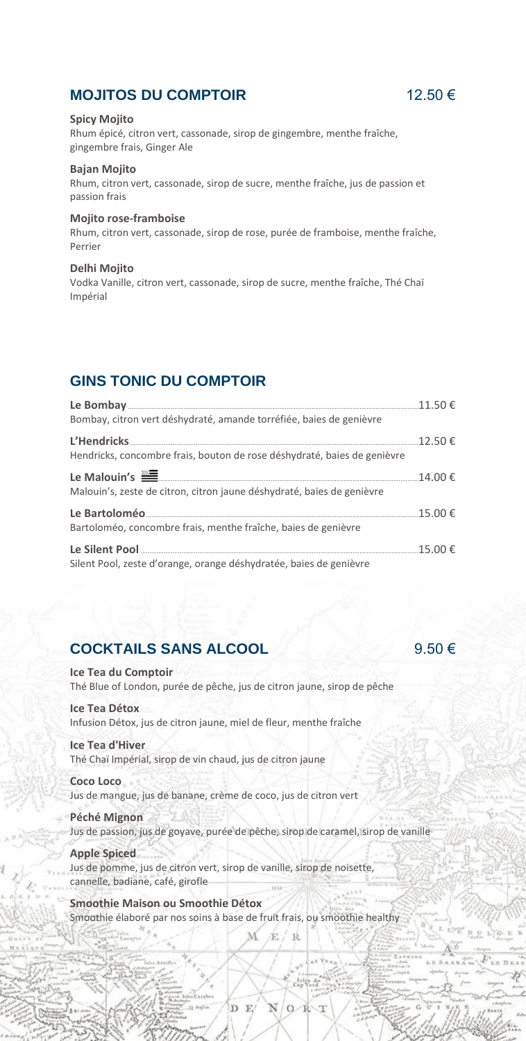## MOJITOS DU COMPTOIR 12.50 €

**Spicy Mojito**
Rhum épicé, citron vert, cassonade, sirop de gingembre, menthe fraîche, gingembre frais, Ginger Ale

**Bajan Mojito**
Rhum, citron vert, cassonade, sirop de sucre, menthe fraîche, jus de passion et passion frais

**Mojito rose-framboise**
Rhum, citron vert, cassonade, sirop de rose, purée de framboise, menthe fraîche, Perrier

**Delhi Mojito**
Vodka Vanille, citron vert, cassonade, sirop de sucre, menthe fraîche, Thé Chaï Impérial

## GINS TONIC DU COMPTOIR

**Le Bombay** ........ 11.50 €
Bombay, citron vert déshydraté, amande torréfiée, baies de genièvre

**L'Hendricks** ........ 12.50 €
Hendricks, concombre frais, bouton de rose déshydraté, baies de genièvre

**Le Malouin's** ........ 14.00 €
Malouin's, zeste de citron, citron jaune déshydraté, baies de genièvre

**Le Bartoloméo** ........ 15.00 €
Bartoloméo, concombre frais, menthe fraîche, baies de genièvre

**Le Silent Pool** ........ 15.00 €
Silent Pool, zeste d'orange, orange déshydratée, baies de genièvre

## COCKTAILS SANS ALCOOL 9.50 €

**Ice Tea du Comptoir**
Thé Blue of London, purée de pêche, jus de citron jaune, sirop de pêche

**Ice Tea Détox**
Infusion Détox, jus de citron jaune, miel de fleur, menthe fraîche

**Ice Tea d'Hiver**
Thé Chaï Impérial, sirop de vin chaud, jus de citron jaune

**Coco Loco**
Jus de mangue, jus de banane, crème de coco, jus de citron vert

**Péché Mignon**
Jus de passion, jus de goyave, purée de pêche, sirop de caramel, sirop de vanille

**Apple Spiced**
Jus de pomme, jus de citron vert, sirop de vanille, sirop de noisette, cannelle, badiane, café, girofle

**Smoothie Maison ou Smoothie Détox**
Smoothie élaboré par nos soins à base de fruit frais, ou smoothie healthy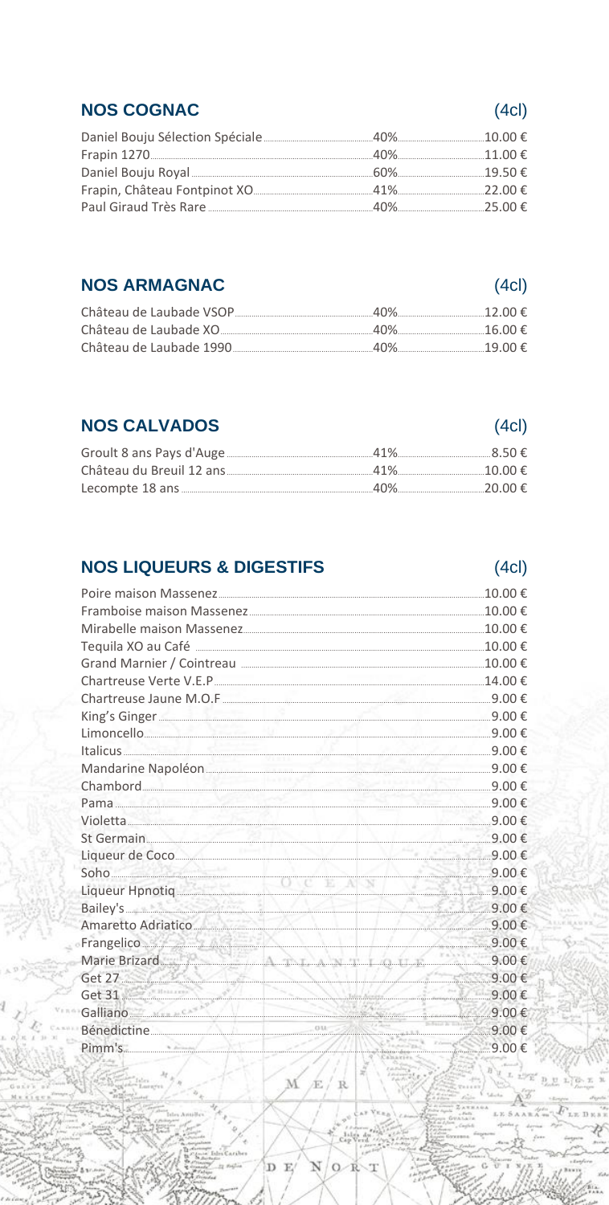## NOS COGNAC

(4cl)

| | | |
|---|---|---|
| Daniel Bouju Sélection Spéciale | 40% | 10.00 € |
| Frapin 1270 | 40% | 11.00 € |
| Daniel Bouju Royal | 60% | 19.50 € |
| Frapin, Château Fontpinot XO | 41% | 22.00 € |
| Paul Giraud Très Rare | 40% | 25.00 € |

## NOS ARMAGNAC

(4cl)

| | | |
|---|---|---|
| Château de Laubade VSOP | 40% | 12.00 € |
| Château de Laubade XO | 40% | 16.00 € |
| Château de Laubade 1990 | 40% | 19.00 € |

## NOS CALVADOS

(4cl)

| | | |
|---|---|---|
| Groult 8 ans Pays d'Auge | 41% | 8.50 € |
| Château du Breuil 12 ans | 41% | 10.00 € |
| Lecompte 18 ans | 40% | 20.00 € |

## NOS LIQUEURS & DIGESTIFS

(4cl)

| | |
|---|---|
| Poire maison Massenez | 10.00 € |
| Framboise maison Massenez | 10.00 € |
| Mirabelle maison Massenez | 10.00 € |
| Tequila XO au Café | 10.00 € |
| Grand Marnier / Cointreau | 10.00 € |
| Chartreuse Verte V.E.P | 14.00 € |
| Chartreuse Jaune M.O.F | 9.00 € |
| King's Ginger | 9.00 € |
| Limoncello | 9.00 € |
| Italicus | 9.00 € |
| Mandarine Napoléon | 9.00 € |
| Chambord | 9.00 € |
| Pama | 9.00 € |
| Violetta | 9.00 € |
| St Germain | 9.00 € |
| Liqueur de Coco | 9.00 € |
| Soho | 9.00 € |
| Liqueur Hpnotiq | 9.00 € |
| Bailey's | 9.00 € |
| Amaretto Adriatico | 9.00 € |
| Frangelico | 9.00 € |
| Marie Brizard | 9.00 € |
| Get 27 | 9.00 € |
| Get 31 | 9.00 € |
| Galliano | 9.00 € |
| Bénedictine | 9.00 € |
| Pimm's | 9.00 € |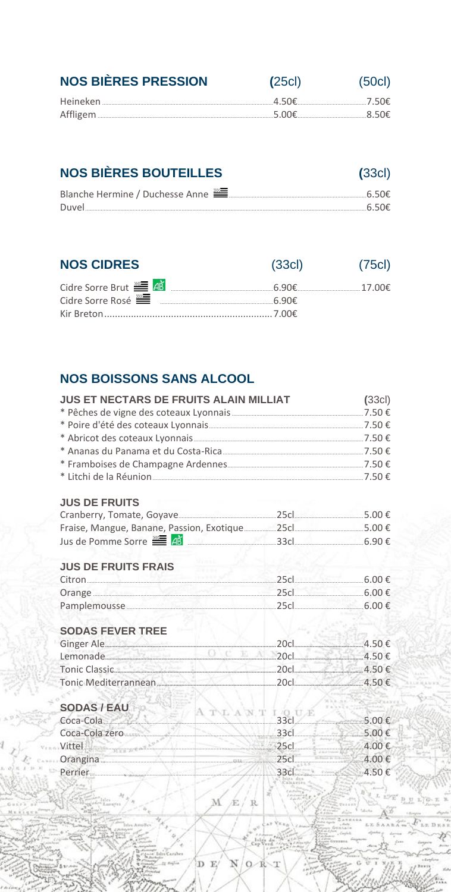## NOS BIÈRES PRESSION

| | (25cl) | (50cl) |
|---|---|---|
| Heineken | 4.50€ | 7.50€ |
| Affligem | 5.00€ | 8.50€ |

## NOS BIÈRES BOUTEILLES

| | (33cl) |
|---|---|
| Blanche Hermine / Duchesse Anne | 6.50€ |
| Duvel | 6.50€ |

## NOS CIDRES

| | (33cl) | (75cl) |
|---|---|---|
| Cidre Sorre Brut AB | 6.90€ | 17.00€ |
| Cidre Sorre Rosé | 6.90€ | |
| Kir Breton | 7.00€ | |

## NOS BOISSONS SANS ALCOOL

### JUS ET NECTARS DE FRUITS ALAIN MILLIAT

| | (33cl) |
|---|---|
| * Pêches de vigne des coteaux Lyonnais | 7.50 € |
| * Poire d'été des coteaux Lyonnais | 7.50 € |
| * Abricot des coteaux Lyonnais | 7.50 € |
| * Ananas du Panama et du Costa-Rica | 7.50 € |
| * Framboises de Champagne Ardennes | 7.50 € |
| * Litchi de la Réunion | 7.50 € |

### JUS DE FRUITS

| | | |
|---|---|---|
| Cranberry, Tomate, Goyave | 25cl | 5.00 € |
| Fraise, Mangue, Banane, Passion, Exotique | 25cl | 5.00 € |
| Jus de Pomme Sorre AB | 33cl | 6.90 € |

### JUS DE FRUITS FRAIS

| | | |
|---|---|---|
| Citron | 25cl | 6.00 € |
| Orange | 25cl | 6.00 € |
| Pamplemousse | 25cl | 6.00 € |

### SODAS FEVER TREE

| | | |
|---|---|---|
| Ginger Ale | 20cl | 4.50 € |
| Lemonade | 20cl | 4.50 € |
| Tonic Classic | 20cl | 4.50 € |
| Tonic Mediterranean | 20cl | 4.50 € |

### SODAS / EAU

| | | |
|---|---|---|
| Coca-Cola | 33cl | 5.00 € |
| Coca-Cola zero | 33cl | 5.00 € |
| Vittel | 25cl | 4.00 € |
| Orangina | 25cl | 4.00 € |
| Perrier | 33cl | 4.50 € |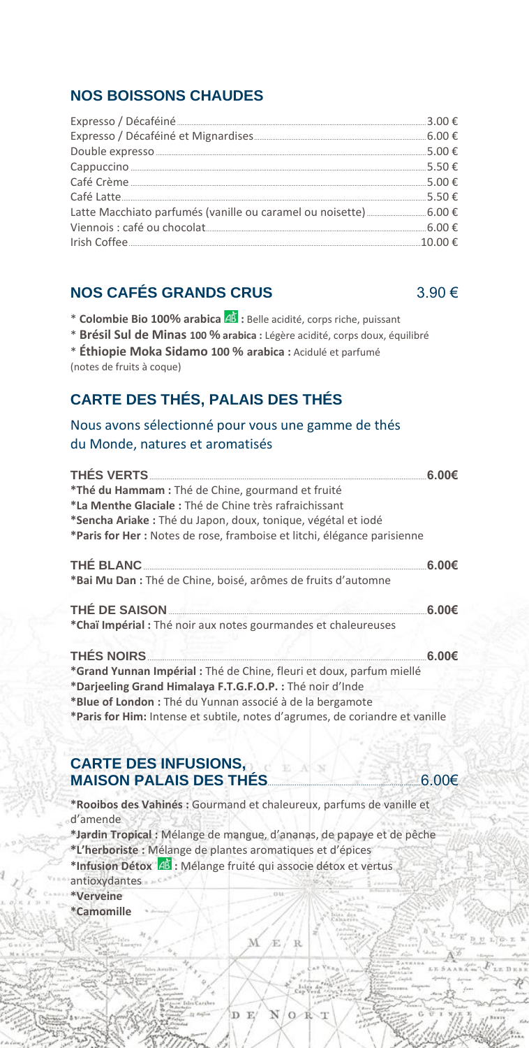## NOS BOISSONS CHAUDES

| | |
|---|---|
| Expresso / Décaféiné | 3.00 € |
| Expresso / Décaféiné et Mignardises | 6.00 € |
| Double expresso | 5.00 € |
| Cappuccino | 5.50 € |
| Café Crème | 5.00 € |
| Café Latte | 5.50 € |
| Latte Macchiato parfumés (vanille ou caramel ou noisette) | 6.00 € |
| Viennois : café ou chocolat | 6.00 € |
| Irish Coffee | 10.00 € |

## NOS CAFÉS GRANDS CRUS 3.90 €

* **Colombie Bio 100% arabica** AB **:** Belle acidité, corps riche, puissant
* **Brésil Sul de Minas 100 % arabica :** Légère acidité, corps doux, équilibré
* **Éthiopie Moka Sidamo 100 % arabica :** Acidulé et parfumé (notes de fruits à coque)

## CARTE DES THÉS, PALAIS DES THÉS

Nous avons sélectionné pour vous une gamme de thés du Monde, natures et aromatisés

### THÉS VERTS 6.00€

**\*Thé du Hammam :** Thé de Chine, gourmand et fruité
**\*La Menthe Glaciale :** Thé de Chine très rafraichissant
**\*Sencha Ariake :** Thé du Japon, doux, tonique, végétal et iodé
**\*Paris for Her :** Notes de rose, framboise et litchi, élégance parisienne

### THÉ BLANC 6.00€

**\*Bai Mu Dan :** Thé de Chine, boisé, arômes de fruits d'automne

### THÉ DE SAISON 6.00€

**\*Chaï Impérial :** Thé noir aux notes gourmandes et chaleureuses

### THÉS NOIRS 6.00€

**\*Grand Yunnan Impérial :** Thé de Chine, fleuri et doux, parfum miellé
**\*Darjeeling Grand Himalaya F.T.G.F.O.P. :** Thé noir d'Inde
**\*Blue of London :** Thé du Yunnan associé à de la bergamote
**\*Paris for Him:** Intense et subtile, notes d'agrumes, de coriandre et vanille

## CARTE DES INFUSIONS, MAISON PALAIS DES THÉS 6.00€

**\*Rooibos des Vahinés :** Gourmand et chaleureux, parfums de vanille et d'amende
**\*Jardin Tropical :** Mélange de mangue, d'ananas, de papaye et de pêche
**\*L'herboriste :** Mélange de plantes aromatiques et d'épices
**\*Infusion Détox** AB **:** Mélange fruité qui associe détox et vertus antioxydantes
**\*Verveine**
**\*Camomille**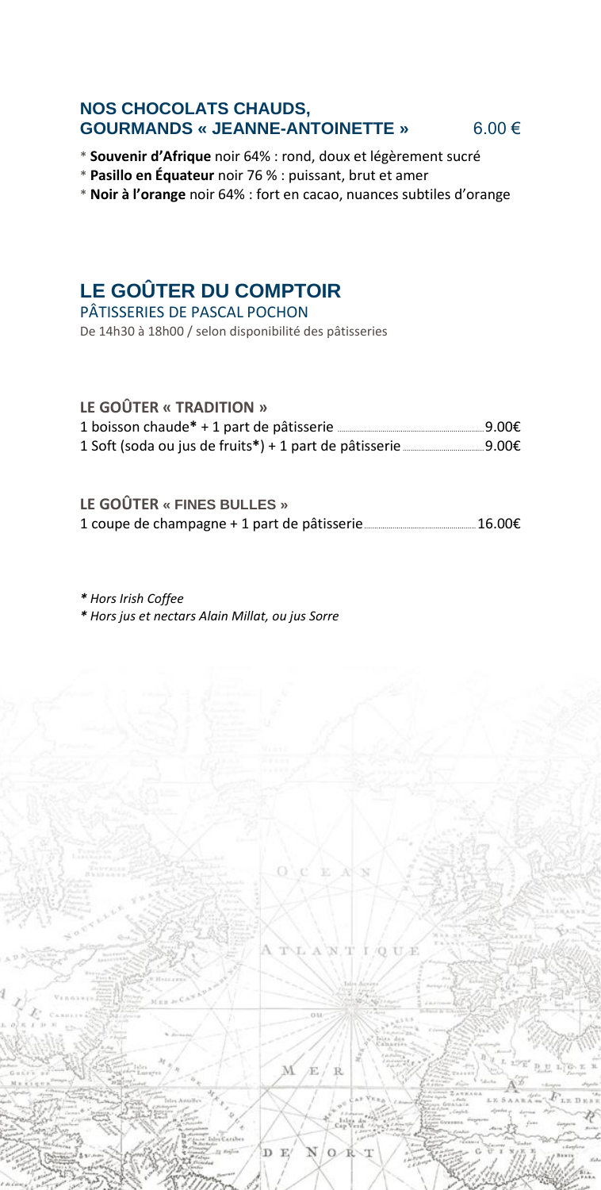## NOS CHOCOLATS CHAUDS, GOURMANDS « JEANNE-ANTOINETTE » 6.00 €

* **Souvenir d'Afrique** noir 64% : rond, doux et légèrement sucré
* **Pasillo en Équateur** noir 76 % : puissant, brut et amer
* **Noir à l'orange** noir 64% : fort en cacao, nuances subtiles d'orange

# LE GOÛTER DU COMPTOIR

PÂTISSERIES DE PASCAL POCHON

De 14h30 à 18h00 / selon disponibilité des pâtisseries

### LE GOÛTER « TRADITION »

1 boisson chaude* + 1 part de pâtisserie 9.00€

1 Soft (soda ou jus de fruits*) + 1 part de pâtisserie 9.00€

### LE GOÛTER « FINES BULLES »

1 coupe de champagne + 1 part de pâtisserie 16.00€

*** Hors Irish Coffee*

*** Hors jus et nectars Alain Millat, ou jus Sorre*